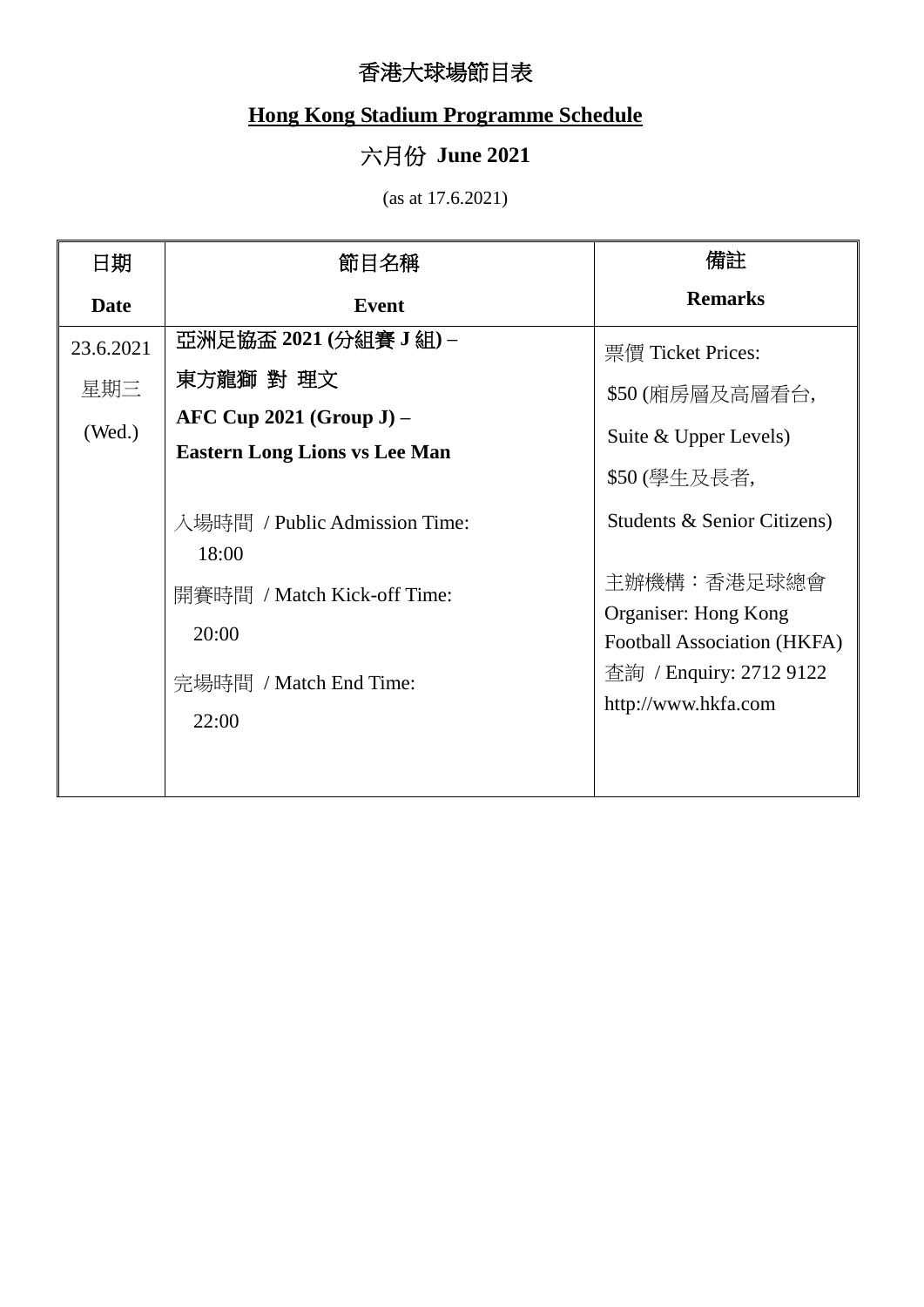# 香港大球場節目表

## Hong Kong Stadium Programme Schedule

### 六月份 June 2021

(as at 17.6.2021)

| 日期<br>Date | 節目名稱<br>Event | 備註<br>Remarks |
|---|---|---|
| 23.6.2021<br>星期三<br>(Wed.) | **亞洲足協盃 2021 (分組賽 J 組) –**<br>**東方龍獅 對 理文**<br>**AFC Cup 2021 (Group J) –**<br>**Eastern Long Lions vs Lee Man**<br><br>入場時間 / Public Admission Time:<br>18:00<br>開賽時間 / Match Kick-off Time:<br>20:00<br>完場時間 / Match End Time:<br>22:00 | 票價 Ticket Prices:<br>$50 (廂房層及高層看台, Suite & Upper Levels)<br>$50 (學生及長者, Students & Senior Citizens)<br><br>主辦機構：香港足球總會<br>Organiser: Hong Kong Football Association (HKFA)<br>查詢 / Enquiry: 2712 9122<br>http://www.hkfa.com |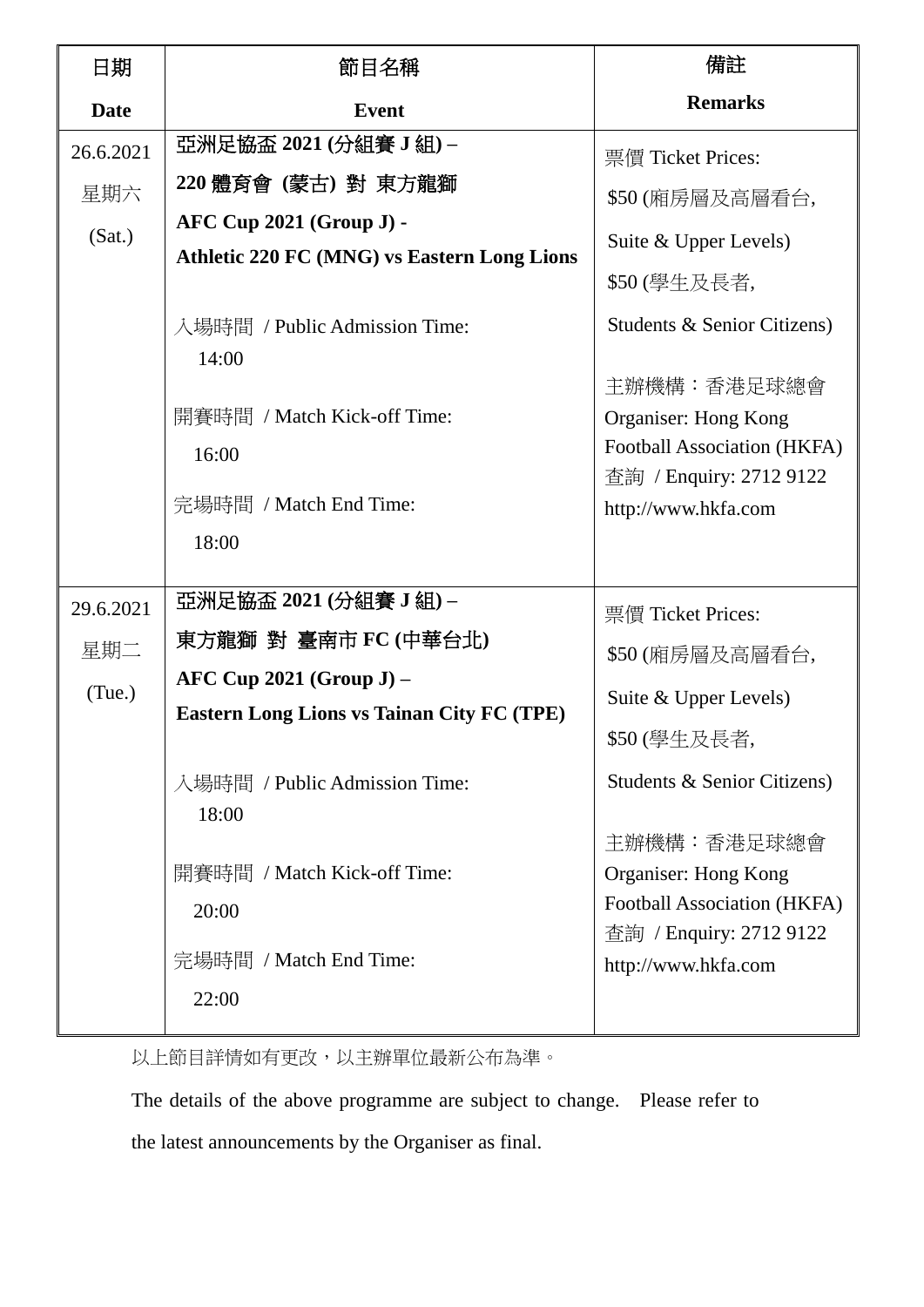| 日期<br>**Date** | 節目名稱<br>**Event** | 備註<br>**Remarks** |
|---|---|---|
| 26.6.2021<br>星期六<br>(Sat.) | **亞洲足協盃 2021 (分組賽 J 組) –**<br>**220 體育會 (蒙古) 對 東方龍獅**<br>**AFC Cup 2021 (Group J) -**<br>**Athletic 220 FC (MNG) vs Eastern Long Lions**<br><br>入場時間 / Public Admission Time:<br>14:00<br><br>開賽時間 / Match Kick-off Time:<br>16:00<br><br>完場時間 / Match End Time:<br>18:00 | 票價 Ticket Prices:<br>$50 (廂房層及高層看台, Suite & Upper Levels)<br>$50 (學生及長者, Students & Senior Citizens)<br><br>主辦機構：香港足球總會<br>Organiser: Hong Kong Football Association (HKFA)<br>查詢 / Enquiry: 2712 9122<br>http://www.hkfa.com |
| 29.6.2021<br>星期二<br>(Tue.) | **亞洲足協盃 2021 (分組賽 J 組) –**<br>**東方龍獅 對 臺南市 FC (中華台北)**<br>**AFC Cup 2021 (Group J) –**<br>**Eastern Long Lions vs Tainan City FC (TPE)**<br><br>入場時間 / Public Admission Time:<br>18:00<br><br>開賽時間 / Match Kick-off Time:<br>20:00<br><br>完場時間 / Match End Time:<br>22:00 | 票價 Ticket Prices:<br>$50 (廂房層及高層看台, Suite & Upper Levels)<br>$50 (學生及長者, Students & Senior Citizens)<br><br>主辦機構：香港足球總會<br>Organiser: Hong Kong Football Association (HKFA)<br>查詢 / Enquiry: 2712 9122<br>http://www.hkfa.com |

以上節目詳情如有更改，以主辦單位最新公布為準。

The details of the above programme are subject to change. Please refer to the latest announcements by the Organiser as final.